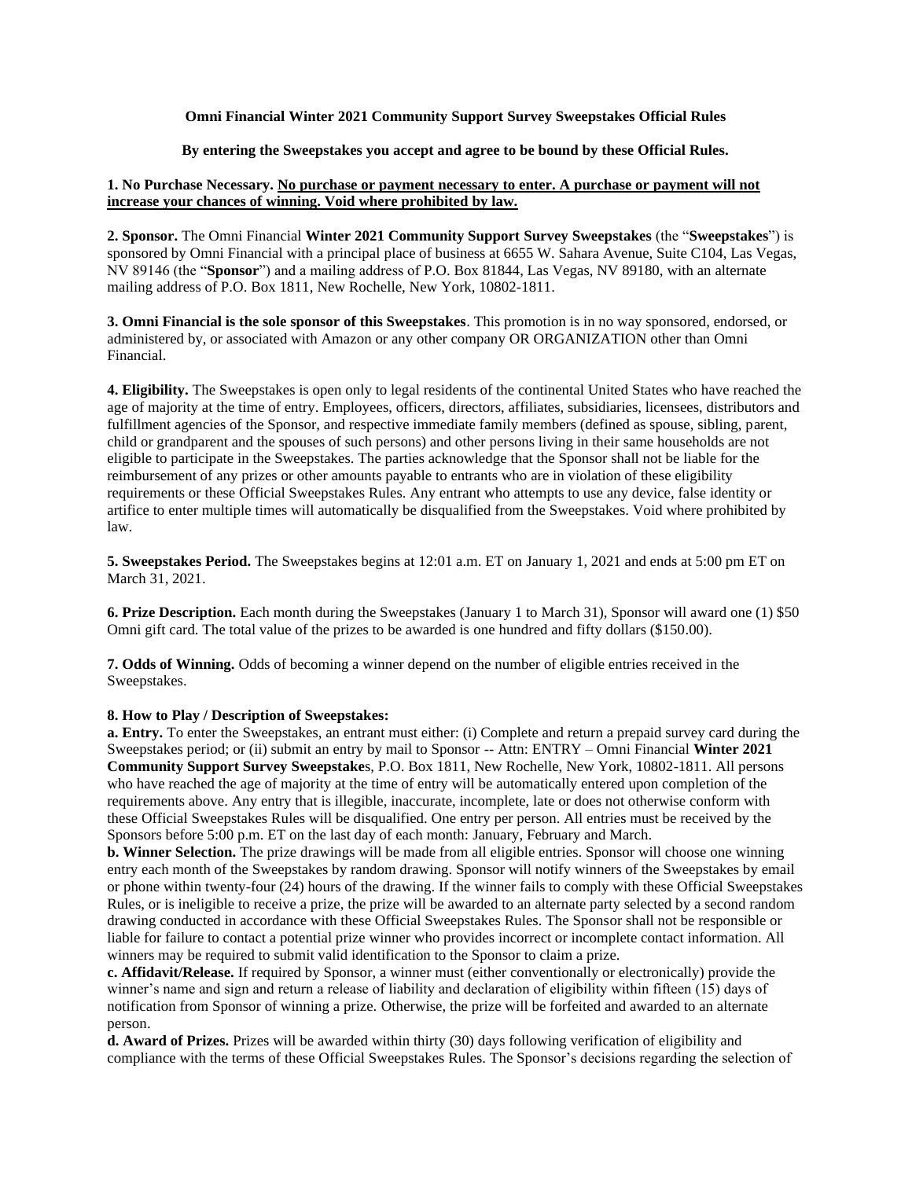**Omni Financial Winter 2021 Community Support Survey Sweepstakes Official Rules**

**By entering the Sweepstakes you accept and agree to be bound by these Official Rules.**

**1. No Purchase Necessary. <u>No purchase or payment necessary to enter. A purchase or payment will not increase your chances of winning. Void where prohibited by law.</u>**

**2. Sponsor.** The Omni Financial **Winter 2021 Community Support Survey Sweepstakes** (the "**Sweepstakes**") is sponsored by Omni Financial with a principal place of business at 6655 W. Sahara Avenue, Suite C104, Las Vegas, NV 89146 (the "**Sponsor**") and a mailing address of P.O. Box 81844, Las Vegas, NV 89180, with an alternate mailing address of P.O. Box 1811, New Rochelle, New York, 10802-1811.

**3. Omni Financial is the sole sponsor of this Sweepstakes**. This promotion is in no way sponsored, endorsed, or administered by, or associated with Amazon or any other company OR ORGANIZATION other than Omni Financial.

**4. Eligibility.** The Sweepstakes is open only to legal residents of the continental United States who have reached the age of majority at the time of entry. Employees, officers, directors, affiliates, subsidiaries, licensees, distributors and fulfillment agencies of the Sponsor, and respective immediate family members (defined as spouse, sibling, parent, child or grandparent and the spouses of such persons) and other persons living in their same households are not eligible to participate in the Sweepstakes. The parties acknowledge that the Sponsor shall not be liable for the reimbursement of any prizes or other amounts payable to entrants who are in violation of these eligibility requirements or these Official Sweepstakes Rules. Any entrant who attempts to use any device, false identity or artifice to enter multiple times will automatically be disqualified from the Sweepstakes. Void where prohibited by law.

**5. Sweepstakes Period.** The Sweepstakes begins at 12:01 a.m. ET on January 1, 2021 and ends at 5:00 pm ET on March 31, 2021.

**6. Prize Description.** Each month during the Sweepstakes (January 1 to March 31), Sponsor will award one (1) $50 Omni gift card. The total value of the prizes to be awarded is one hundred and fifty dollars ($150.00).

**7. Odds of Winning.** Odds of becoming a winner depend on the number of eligible entries received in the Sweepstakes.

**8. How to Play / Description of Sweepstakes:**

**a. Entry.** To enter the Sweepstakes, an entrant must either: (i) Complete and return a prepaid survey card during the Sweepstakes period; or (ii) submit an entry by mail to Sponsor -- Attn: ENTRY – Omni Financial **Winter 2021 Community Support Survey Sweepstake**s, P.O. Box 1811, New Rochelle, New York, 10802-1811. All persons who have reached the age of majority at the time of entry will be automatically entered upon completion of the requirements above. Any entry that is illegible, inaccurate, incomplete, late or does not otherwise conform with these Official Sweepstakes Rules will be disqualified. One entry per person. All entries must be received by the Sponsors before 5:00 p.m. ET on the last day of each month: January, February and March.

**b. Winner Selection.** The prize drawings will be made from all eligible entries. Sponsor will choose one winning entry each month of the Sweepstakes by random drawing. Sponsor will notify winners of the Sweepstakes by email or phone within twenty-four (24) hours of the drawing. If the winner fails to comply with these Official Sweepstakes Rules, or is ineligible to receive a prize, the prize will be awarded to an alternate party selected by a second random drawing conducted in accordance with these Official Sweepstakes Rules. The Sponsor shall not be responsible or liable for failure to contact a potential prize winner who provides incorrect or incomplete contact information. All winners may be required to submit valid identification to the Sponsor to claim a prize.

**c. Affidavit/Release.** If required by Sponsor, a winner must (either conventionally or electronically) provide the winner's name and sign and return a release of liability and declaration of eligibility within fifteen (15) days of notification from Sponsor of winning a prize. Otherwise, the prize will be forfeited and awarded to an alternate person.

**d. Award of Prizes.** Prizes will be awarded within thirty (30) days following verification of eligibility and compliance with the terms of these Official Sweepstakes Rules. The Sponsor's decisions regarding the selection of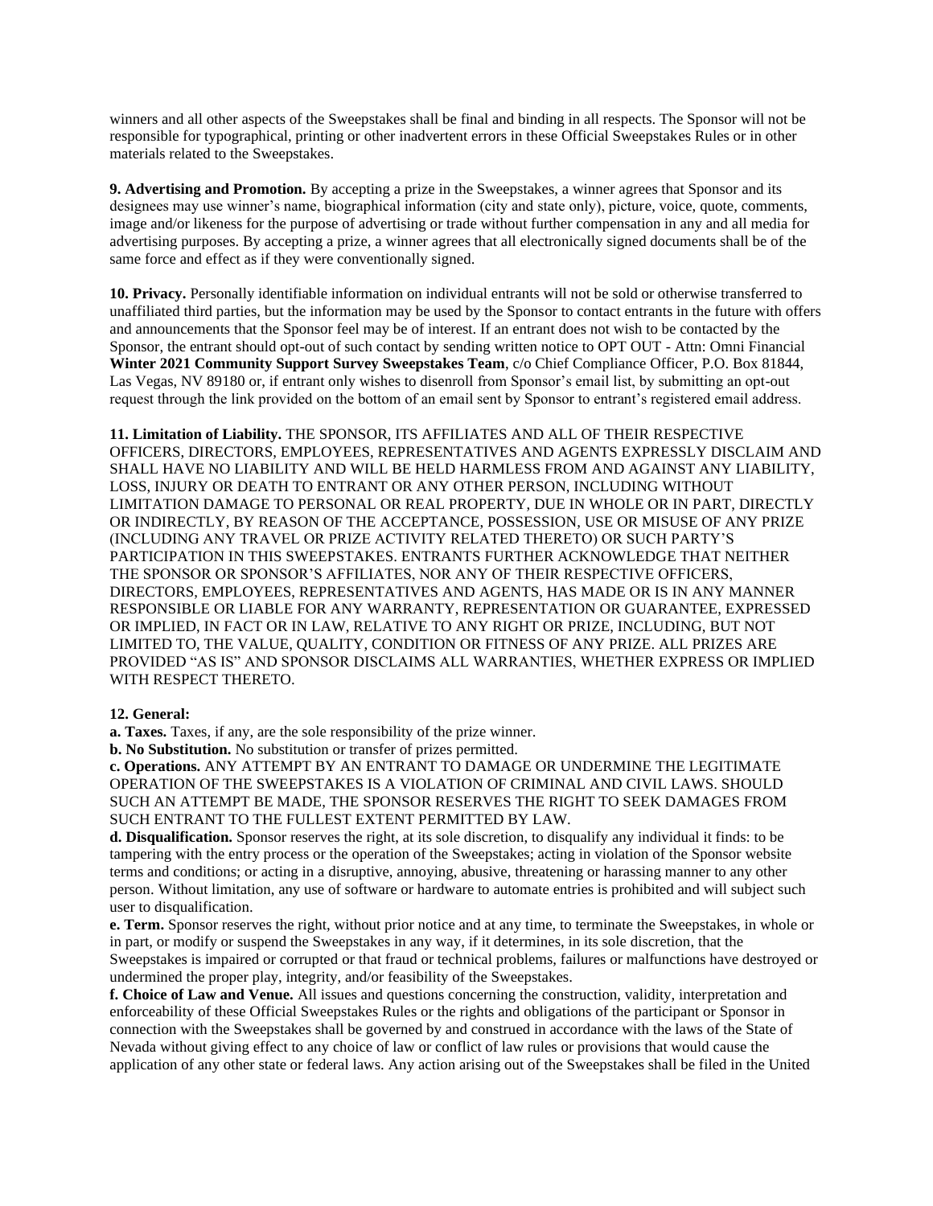winners and all other aspects of the Sweepstakes shall be final and binding in all respects. The Sponsor will not be responsible for typographical, printing or other inadvertent errors in these Official Sweepstakes Rules or in other materials related to the Sweepstakes.

**9. Advertising and Promotion.** By accepting a prize in the Sweepstakes, a winner agrees that Sponsor and its designees may use winner's name, biographical information (city and state only), picture, voice, quote, comments, image and/or likeness for the purpose of advertising or trade without further compensation in any and all media for advertising purposes. By accepting a prize, a winner agrees that all electronically signed documents shall be of the same force and effect as if they were conventionally signed.

**10. Privacy.** Personally identifiable information on individual entrants will not be sold or otherwise transferred to unaffiliated third parties, but the information may be used by the Sponsor to contact entrants in the future with offers and announcements that the Sponsor feel may be of interest. If an entrant does not wish to be contacted by the Sponsor, the entrant should opt-out of such contact by sending written notice to OPT OUT - Attn: Omni Financial **Winter 2021 Community Support Survey Sweepstakes Team**, c/o Chief Compliance Officer, P.O. Box 81844, Las Vegas, NV 89180 or, if entrant only wishes to disenroll from Sponsor's email list, by submitting an opt-out request through the link provided on the bottom of an email sent by Sponsor to entrant's registered email address.

**11. Limitation of Liability.** THE SPONSOR, ITS AFFILIATES AND ALL OF THEIR RESPECTIVE OFFICERS, DIRECTORS, EMPLOYEES, REPRESENTATIVES AND AGENTS EXPRESSLY DISCLAIM AND SHALL HAVE NO LIABILITY AND WILL BE HELD HARMLESS FROM AND AGAINST ANY LIABILITY, LOSS, INJURY OR DEATH TO ENTRANT OR ANY OTHER PERSON, INCLUDING WITHOUT LIMITATION DAMAGE TO PERSONAL OR REAL PROPERTY, DUE IN WHOLE OR IN PART, DIRECTLY OR INDIRECTLY, BY REASON OF THE ACCEPTANCE, POSSESSION, USE OR MISUSE OF ANY PRIZE (INCLUDING ANY TRAVEL OR PRIZE ACTIVITY RELATED THERETO) OR SUCH PARTY'S PARTICIPATION IN THIS SWEEPSTAKES. ENTRANTS FURTHER ACKNOWLEDGE THAT NEITHER THE SPONSOR OR SPONSOR'S AFFILIATES, NOR ANY OF THEIR RESPECTIVE OFFICERS, DIRECTORS, EMPLOYEES, REPRESENTATIVES AND AGENTS, HAS MADE OR IS IN ANY MANNER RESPONSIBLE OR LIABLE FOR ANY WARRANTY, REPRESENTATION OR GUARANTEE, EXPRESSED OR IMPLIED, IN FACT OR IN LAW, RELATIVE TO ANY RIGHT OR PRIZE, INCLUDING, BUT NOT LIMITED TO, THE VALUE, QUALITY, CONDITION OR FITNESS OF ANY PRIZE. ALL PRIZES ARE PROVIDED "AS IS" AND SPONSOR DISCLAIMS ALL WARRANTIES, WHETHER EXPRESS OR IMPLIED WITH RESPECT THERETO.

**12. General:**

**a. Taxes.** Taxes, if any, are the sole responsibility of the prize winner.

**b. No Substitution.** No substitution or transfer of prizes permitted.

**c. Operations.** ANY ATTEMPT BY AN ENTRANT TO DAMAGE OR UNDERMINE THE LEGITIMATE OPERATION OF THE SWEEPSTAKES IS A VIOLATION OF CRIMINAL AND CIVIL LAWS. SHOULD SUCH AN ATTEMPT BE MADE, THE SPONSOR RESERVES THE RIGHT TO SEEK DAMAGES FROM SUCH ENTRANT TO THE FULLEST EXTENT PERMITTED BY LAW.

**d. Disqualification.** Sponsor reserves the right, at its sole discretion, to disqualify any individual it finds: to be tampering with the entry process or the operation of the Sweepstakes; acting in violation of the Sponsor website terms and conditions; or acting in a disruptive, annoying, abusive, threatening or harassing manner to any other person. Without limitation, any use of software or hardware to automate entries is prohibited and will subject such user to disqualification.

**e. Term.** Sponsor reserves the right, without prior notice and at any time, to terminate the Sweepstakes, in whole or in part, or modify or suspend the Sweepstakes in any way, if it determines, in its sole discretion, that the Sweepstakes is impaired or corrupted or that fraud or technical problems, failures or malfunctions have destroyed or undermined the proper play, integrity, and/or feasibility of the Sweepstakes.

**f. Choice of Law and Venue.** All issues and questions concerning the construction, validity, interpretation and enforceability of these Official Sweepstakes Rules or the rights and obligations of the participant or Sponsor in connection with the Sweepstakes shall be governed by and construed in accordance with the laws of the State of Nevada without giving effect to any choice of law or conflict of law rules or provisions that would cause the application of any other state or federal laws. Any action arising out of the Sweepstakes shall be filed in the United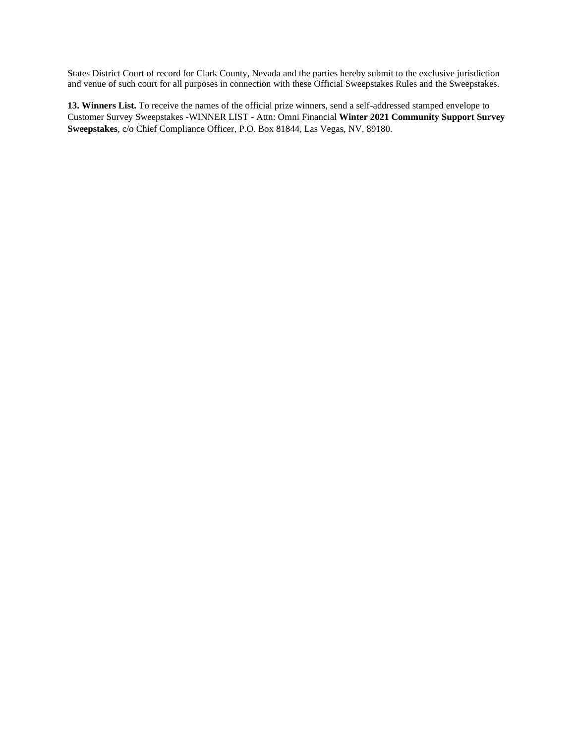States District Court of record for Clark County, Nevada and the parties hereby submit to the exclusive jurisdiction and venue of such court for all purposes in connection with these Official Sweepstakes Rules and the Sweepstakes.

**13. Winners List.** To receive the names of the official prize winners, send a self-addressed stamped envelope to Customer Survey Sweepstakes -WINNER LIST - Attn: Omni Financial **Winter 2021 Community Support Survey Sweepstakes**, c/o Chief Compliance Officer, P.O. Box 81844, Las Vegas, NV, 89180.